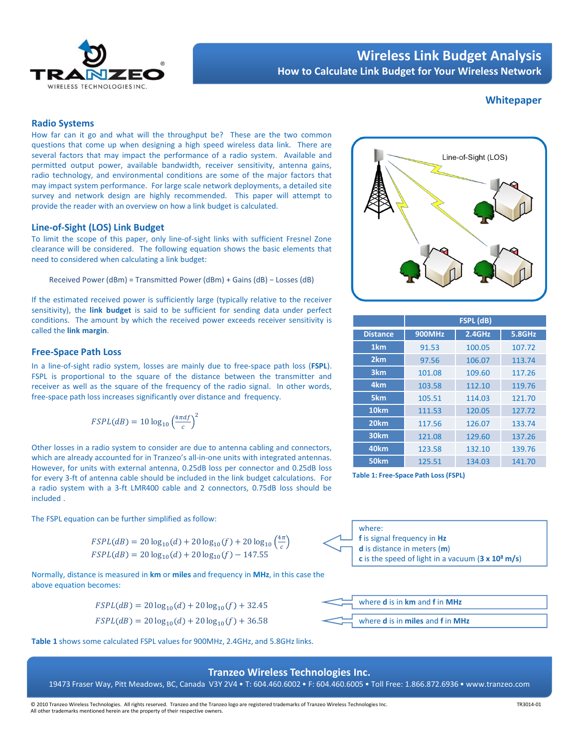# Wireless Link Budget Analysis

## How to Calculate Link Budget for Your Wireless Network

**Whitepaper**

## Radio Systems

How far can it go and what will the throughput be? These are the two common questions that come up when designing a high speed wireless data link. There are several factors that may impact the performance of a radio system. Available and permitted output power, available bandwidth, receiver sensitivity, antenna gains, radio technology, and environmental conditions are some of the major factors that may impact system performance. For large scale network deployments, a detailed site survey and network design are highly recommended. This paper will attempt to provide the reader with an overview on how a link budget is calculated.

## Line-of-Sight (LOS) Link Budget

To limit the scope of this paper, only line-of-sight links with sufficient Fresnel Zone clearance will be considered. The following equation shows the basic elements that need to considered when calculating a link budget:

Received Power (dBm) = Transmitted Power (dBm) + Gains (dB) − Losses (dB)

If the estimated received power is sufficiently large (typically relative to the receiver sensitivity), the **link budget** is said to be sufficient for sending data under perfect conditions. The amount by which the received power exceeds receiver sensitivity is called the **link margin**.

## Free-Space Path Loss

In a line-of-sight radio system, losses are mainly due to free-space path loss (**FSPL**). FSPL is proportional to the square of the distance between the transmitter and receiver as well as the square of the frequency of the radio signal. In other words, free-space path loss increases significantly over distance and frequency.

$$FSPL(dB) = 10\log_{10}\left(\frac{4\pi d f}{c}\right)^2$$

Other losses in a radio system to consider are due to antenna cabling and connectors, which are already accounted for in Tranzeo's all-in-one units with integrated antennas. However, for units with external antenna, 0.25dB loss per connector and 0.25dB loss for every 3-ft of antenna cable should be included in the link budget calculations. For a radio system with a 3-ft LMR400 cable and 2 connectors, 0.75dB loss should be included .

The FSPL equation can be further simplified as follow:

$$FSPL(dB) = 20\log_{10}(d) + 20\log_{10}(f) + 20\log_{10}\left(\frac{4\pi}{c}\right)$$
$$FSPL(dB) = 20\log_{10}(d) + 20\log_{10}(f) - 147.55$$

where:
**f** is signal frequency in **Hz**
**d** is distance in meters (**m**)
**c** is the speed of light in a vacuum (**3 x $10^8$ m/s**)

Normally, distance is measured in **km** or **miles** and frequency in **MHz**, in this case the above equation becomes:

$$FSPL(dB) = 20\log_{10}(d) + 20\log_{10}(f) + 32.45$$

where **d** is in **km** and **f** in **MHz**

$$FSPL(dB) = 20\log_{10}(d) + 20\log_{10}(f) + 36.58$$

where **d** is in **miles** and **f** in **MHz**

**Table 1** shows some calculated FSPL values for 900MHz, 2.4GHz, and 5.8GHz links.

| | FSPL (dB) | | |
|---|---|---|---|
| **Distance** | **900MHz** | **2.4GHz** | **5.8GHz** |
| **1km** | 91.53 | 100.05 | 107.72 |
| **2km** | 97.56 | 106.07 | 113.74 |
| **3km** | 101.08 | 109.60 | 117.26 |
| **4km** | 103.58 | 112.10 | 119.76 |
| **5km** | 105.51 | 114.03 | 121.70 |
| **10km** | 111.53 | 120.05 | 127.72 |
| **20km** | 117.56 | 126.07 | 133.74 |
| **30km** | 121.08 | 129.60 | 137.26 |
| **40km** | 123.58 | 132.10 | 139.76 |
| **50km** | 125.51 | 134.03 | 141.70 |

**Table 1: Free-Space Path Loss (FSPL)**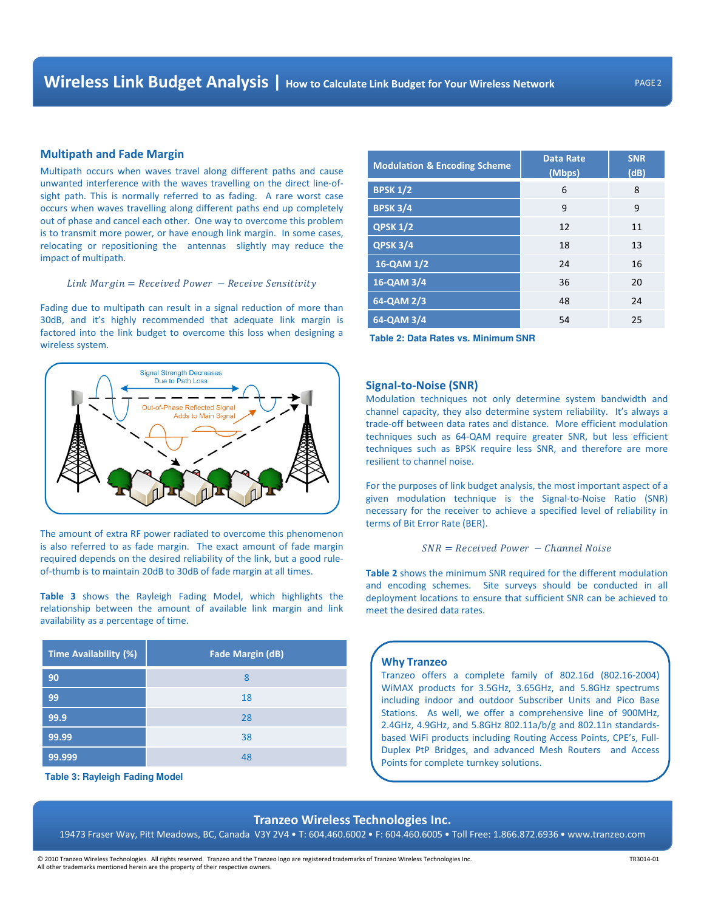## Multipath and Fade Margin

Multipath occurs when waves travel along different paths and cause unwanted interference with the waves travelling on the direct line-of-sight path. This is normally referred to as fading. A rare worst case occurs when waves travelling along different paths end up completely out of phase and cancel each other. One way to overcome this problem is to transmit more power, or have enough link margin. In some cases, relocating or repositioning the antennas slightly may reduce the impact of multipath.

$$Link\ Margin = Received\ Power - Receive\ Sensitivity$$

Fading due to multipath can result in a signal reduction of more than 30dB, and it's highly recommended that adequate link margin is factored into the link budget to overcome this loss when designing a wireless system.

The amount of extra RF power radiated to overcome this phenomenon is also referred to as fade margin. The exact amount of fade margin required depends on the desired reliability of the link, but a good rule-of-thumb is to maintain 20dB to 30dB of fade margin at all times.

**Table 3** shows the Rayleigh Fading Model, which highlights the relationship between the amount of available link margin and link availability as a percentage of time.

| Time Availability (%) | Fade Margin (dB) |
|---|---|
| 90 | 8 |
| 99 | 18 |
| 99.9 | 28 |
| 99.99 | 38 |
| 99.999 | 48 |

**Table 3: Rayleigh Fading Model**

| Modulation & Encoding Scheme | Data Rate (Mbps) | SNR (dB) |
|---|---|---|
| BPSK 1/2 | 6 | 8 |
| BPSK 3/4 | 9 | 9 |
| QPSK 1/2 | 12 | 11 |
| QPSK 3/4 | 18 | 13 |
| 16-QAM 1/2 | 24 | 16 |
| 16-QAM 3/4 | 36 | 20 |
| 64-QAM 2/3 | 48 | 24 |
| 64-QAM 3/4 | 54 | 25 |

**Table 2: Data Rates vs. Minimum SNR**

## Signal-to-Noise (SNR)

Modulation techniques not only determine system bandwidth and channel capacity, they also determine system reliability. It's always a trade-off between data rates and distance. More efficient modulation techniques such as 64-QAM require greater SNR, but less efficient techniques such as BPSK require less SNR, and therefore are more resilient to channel noise.

For the purposes of link budget analysis, the most important aspect of a given modulation technique is the Signal-to-Noise Ratio (SNR) necessary for the receiver to achieve a specified level of reliability in terms of Bit Error Rate (BER).

$$SNR = Received\ Power - Channel\ Noise$$

**Table 2** shows the minimum SNR required for the different modulation and encoding schemes. Site surveys should be conducted in all deployment locations to ensure that sufficient SNR can be achieved to meet the desired data rates.

### Why Tranzeo

Tranzeo offers a complete family of 802.16d (802.16-2004) WiMAX products for 3.5GHz, 3.65GHz, and 5.8GHz spectrums including indoor and outdoor Subscriber Units and Pico Base Stations. As well, we offer a comprehensive line of 900MHz, 2.4GHz, 4.9GHz, and 5.8GHz 802.11a/b/g and 802.11n standards-based WiFi products including Routing Access Points, CPE's, Full-Duplex PtP Bridges, and advanced Mesh Routers and Access Points for complete turnkey solutions.

**Tranzeo Wireless Technologies Inc.**

19473 Fraser Way, Pitt Meadows, BC, Canada V3Y 2V4 • T: 604.460.6002 • F: 604.460.6005 • Toll Free: 1.866.872.6936 • www.tranzeo.com

© 2010 Tranzeo Wireless Technologies. All rights reserved. Tranzeo and the Tranzeo logo are registered trademarks of Tranzeo Wireless Technologies Inc. All other trademarks mentioned herein are the property of their respective owners.

TR3014-01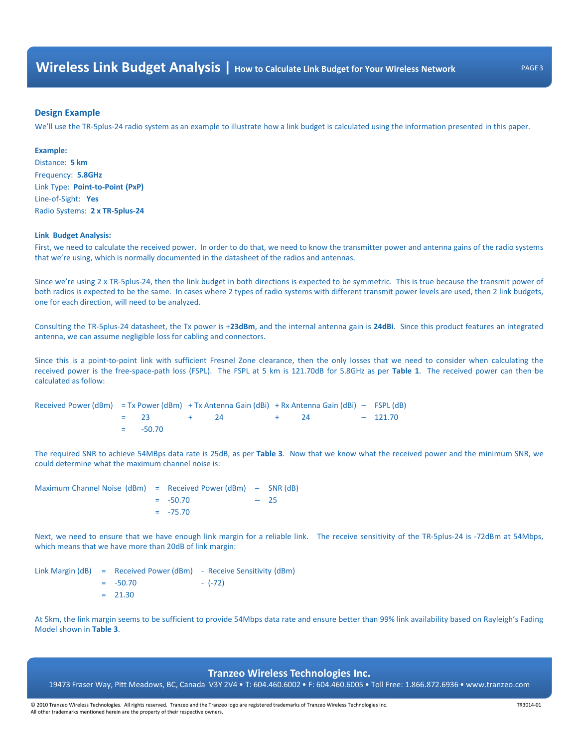## Design Example

We'll use the TR-5plus-24 radio system as an example to illustrate how a link budget is calculated using the information presented in this paper.

**Example:**

Distance: **5 km**
Frequency: **5.8GHz**
Link Type: **Point-to-Point (PxP)**
Line-of-Sight: **Yes**
Radio Systems: **2 x TR-5plus-24**

**Link Budget Analysis:**

First, we need to calculate the received power. In order to do that, we need to know the transmitter power and antenna gains of the radio systems that we're using, which is normally documented in the datasheet of the radios and antennas.

Since we're using 2 x TR-5plus-24, then the link budget in both directions is expected to be symmetric. This is true because the transmit power of both radios is expected to be the same. In cases where 2 types of radio systems with different transmit power levels are used, then 2 link budgets, one for each direction, will need to be analyzed.

Consulting the TR-5plus-24 datasheet, the Tx power is +**23dBm**, and the internal antenna gain is **24dBi**. Since this product features an integrated antenna, we can assume negligible loss for cabling and connectors.

Since this is a point-to-point link with sufficient Fresnel Zone clearance, then the only losses that we need to consider when calculating the received power is the free-space-path loss (FSPL). The FSPL at 5 km is 121.70dB for 5.8GHz as per **Table 1**. The received power can then be calculated as follow:

$$
\begin{aligned}
\text{Received Power (dBm)} &= \text{Tx Power (dBm)} + \text{Tx Antenna Gain (dBi)} + \text{Rx Antenna Gain (dBi)} - \text{FSPL (dB)} \\
&= 23 + 24 + 24 - 121.70 \\
&= -50.70
\end{aligned}
$$

The required SNR to achieve 54MBps data rate is 25dB, as per **Table 3**. Now that we know what the received power and the minimum SNR, we could determine what the maximum channel noise is:

$$
\begin{aligned}
\text{Maximum Channel Noise (dBm)} &= \text{Received Power (dBm)} - \text{SNR (dB)} \\
&= -50.70 - 25 \\
&= -75.70
\end{aligned}
$$

Next, we need to ensure that we have enough link margin for a reliable link. The receive sensitivity of the TR-5plus-24 is -72dBm at 54Mbps, which means that we have more than 20dB of link margin:

$$
\begin{aligned}
\text{Link Margin (dB)} &= \text{Received Power (dBm)} - \text{Receive Sensitivity (dBm)} \\
&= -50.70 - (-72) \\
&= 21.30
\end{aligned}
$$

At 5km, the link margin seems to be sufficient to provide 54Mbps data rate and ensure better than 99% link availability based on Rayleigh's Fading Model shown in **Table 3**.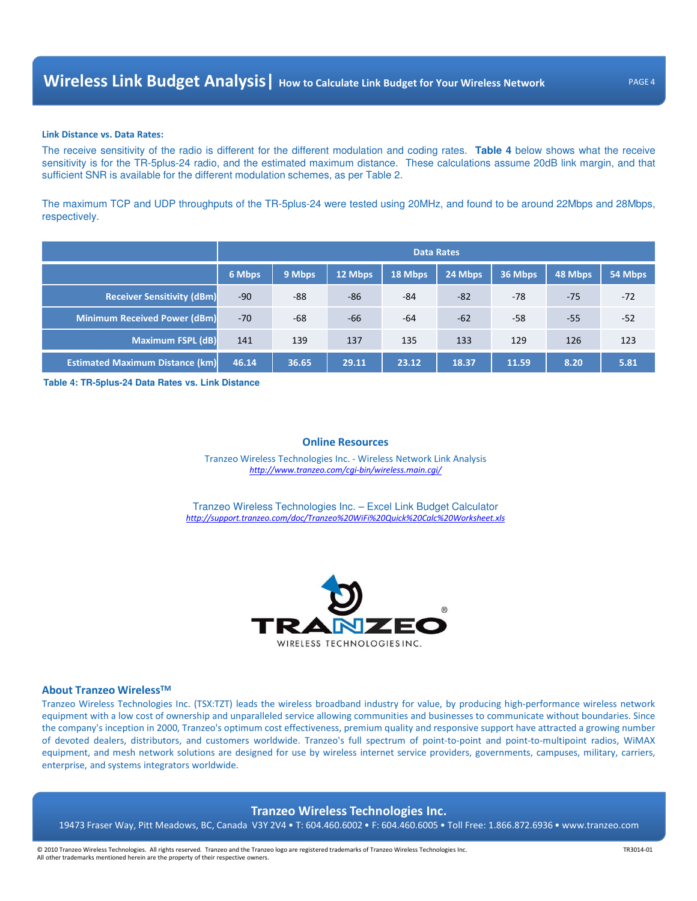#### Link Distance vs. Data Rates:

The receive sensitivity of the radio is different for the different modulation and coding rates. **Table 4** below shows what the receive sensitivity is for the TR-5plus-24 radio, and the estimated maximum distance. These calculations assume 20dB link margin, and that sufficient SNR is available for the different modulation schemes, as per Table 2.

The maximum TCP and UDP throughputs of the TR-5plus-24 were tested using 20MHz, and found to be around 22Mbps and 28Mbps, respectively.

| | Data Rates | | | | | | | |
|---|---|---|---|---|---|---|---|---|
| | 6 Mbps | 9 Mbps | 12 Mbps | 18 Mbps | 24 Mbps | 36 Mbps | 48 Mbps | 54 Mbps |
| Receiver Sensitivity (dBm) | -90 | -88 | -86 | -84 | -82 | -78 | -75 | -72 |
| Minimum Received Power (dBm) | -70 | -68 | -66 | -64 | -62 | -58 | -55 | -52 |
| Maximum FSPL (dB) | 141 | 139 | 137 | 135 | 133 | 129 | 126 | 123 |
| Estimated Maximum Distance (km) | 46.14 | 36.65 | 29.11 | 23.12 | 18.37 | 11.59 | 8.20 | 5.81 |

**Table 4: TR-5plus-24 Data Rates vs. Link Distance**

### Online Resources

Tranzeo Wireless Technologies Inc. - Wireless Network Link Analysis
*http://www.tranzeo.com/cgi-bin/wireless.main.cgi/*

Tranzeo Wireless Technologies Inc. – Excel Link Budget Calculator
*http://support.tranzeo.com/doc/Tranzeo%20WiFi%20Quick%20Calc%20Worksheet.xls*

TRANZEO®
WIRELESS TECHNOLOGIES INC.

### About Tranzeo Wireless™

Tranzeo Wireless Technologies Inc. (TSX:TZT) leads the wireless broadband industry for value, by producing high-performance wireless network equipment with a low cost of ownership and unparalleled service allowing communities and businesses to communicate without boundaries. Since the company's inception in 2000, Tranzeo's optimum cost effectiveness, premium quality and responsive support have attracted a growing number of devoted dealers, distributors, and customers worldwide. Tranzeo's full spectrum of point-to-point and point-to-multipoint radios, WiMAX equipment, and mesh network solutions are designed for use by wireless internet service providers, governments, campuses, military, carriers, enterprise, and systems integrators worldwide.

**Tranzeo Wireless Technologies Inc.**

19473 Fraser Way, Pitt Meadows, BC, Canada V3Y 2V4 • T: 604.460.6002 • F: 604.460.6005 • Toll Free: 1.866.872.6936 • www.tranzeo.com

© 2010 Tranzeo Wireless Technologies. All rights reserved. Tranzeo and the Tranzeo logo are registered trademarks of Tranzeo Wireless Technologies Inc. All other trademarks mentioned herein are the property of their respective owners.

TR3014-01